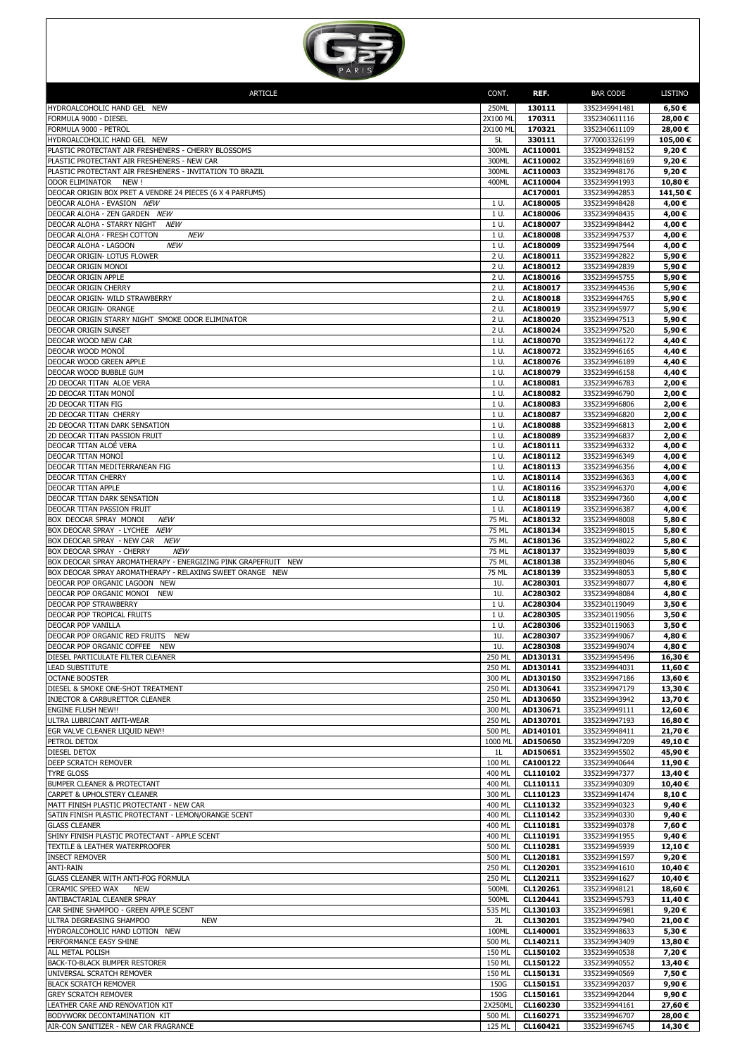| ARTICLE | CONT. | REF. | BAR CODE | LISTINO |
|---|---|---|---|---|
| HYDROALCOHOLIC HAND GEL NEW | 250ML | 130111 | 3352349941481 | 6,50 € |
| FORMULA 9000 - DIESEL | 2X100 ML | 170311 | 3352340611116 | 28,00 € |
| FORMULA 9000 - PETROL | 2X100 ML | 170321 | 3352340611109 | 28,00 € |
| HYDROALCOHOLIC HAND GEL NEW | 5L | 330111 | 3770003326199 | 105,00 € |
| PLASTIC PROTECTANT AIR FRESHENERS - CHERRY BLOSSOMS | 300ML | AC110001 | 3352349948152 | 9,20 € |
| PLASTIC PROTECTANT AIR FRESHENERS - NEW CAR | 300ML | AC110002 | 3352349948169 | 9,20 € |
| PLASTIC PROTECTANT AIR FRESHENERS - INVITATION TO BRAZIL | 300ML | AC110003 | 3352349948176 | 9,20 € |
| ODOR ELIMINATOR NEW ! | 400ML | AC110004 | 3352349941993 | 10,80 € |
| DEOCAR ORIGIN BOX PRET A VENDRE 24 PIECES (6 X 4 PARFUMS) | | AC170001 | 3352349942853 | 141,50 € |
| DEOCAR ALOHA - EVASION *NEW* | 1 U. | AC180005 | 3352349948428 | 4,00 € |
| DEOCAR ALOHA - ZEN GARDEN *NEW* | 1 U. | AC180006 | 3352349948435 | 4,00 € |
| DEOCAR ALOHA - STARRY NIGHT *NEW* | 1 U. | AC180007 | 3352349948442 | 4,00 € |
| DEOCAR ALOHA - FRESH COTTON *NEW* | 1 U. | AC180008 | 3352349947537 | 4,00 € |
| DEOCAR ALOHA - LAGOON *NEW* | 1 U. | AC180009 | 3352349947544 | 4,00 € |
| DEOCAR ORIGIN- LOTUS FLOWER | 2 U. | AC180011 | 3352349942822 | 5,90 € |
| DEOCAR ORIGIN MONOI | 2 U. | AC180012 | 3352349942839 | 5,90 € |
| DEOCAR ORIGIN APPLE | 2 U. | AC180016 | 3352349945755 | 5,90 € |
| DEOCAR ORIGIN CHERRY | 2 U. | AC180017 | 3352349944536 | 5,90 € |
| DEOCAR ORIGIN- WILD STRAWBERRY | 2 U. | AC180018 | 3352349944765 | 5,90 € |
| DEOCAR ORIGIN- ORANGE | 2 U. | AC180019 | 3352349945977 | 5,90 € |
| DEOCAR ORIGIN STARRY NIGHT SMOKE ODOR ELIMINATOR | 2 U. | AC180020 | 3352349947513 | 5,90 € |
| DEOCAR ORIGIN SUNSET | 2 U. | AC180024 | 3352349947520 | 5,90 € |
| DEOCAR WOOD NEW CAR | 1 U. | AC180070 | 3352349946172 | 4,40 € |
| DEOCAR WOOD MONOÏ | 1 U. | AC180072 | 3352349946165 | 4,40 € |
| DEOCAR WOOD GREEN APPLE | 1 U. | AC180076 | 3352349946189 | 4,40 € |
| DEOCAR WOOD BUBBLE GUM | 1 U. | AC180079 | 3352349946158 | 4,40 € |
| 2D DEOCAR TITAN ALOE VERA | 1 U. | AC180081 | 3352349946783 | 2,00 € |
| 2D DEOCAR TITAN MONOÏ | 1 U. | AC180082 | 3352349946790 | 2,00 € |
| 2D DEOCAR TITAN FIG | 1 U. | AC180083 | 3352349946806 | 2,00 € |
| 2D DEOCAR TITAN CHERRY | 1 U. | AC180087 | 3352349946820 | 2,00 € |
| 2D DEOCAR TITAN DARK SENSATION | 1 U. | AC180088 | 3352349946813 | 2,00 € |
| 2D DEOCAR TITAN PASSION FRUIT | 1 U. | AC180089 | 3352349946837 | 2,00 € |
| DEOCAR TITAN ALOE VERA | 1 U. | AC180111 | 3352349946332 | 4,00 € |
| DEOCAR TITAN MONOÏ | 1 U. | AC180112 | 3352349946349 | 4,00 € |
| DEOCAR TITAN MEDITERRANEAN FIG | 1 U. | AC180113 | 3352349946356 | 4,00 € |
| DEOCAR TITAN CHERRY | 1 U. | AC180114 | 3352349946363 | 4,00 € |
| DEOCAR TITAN APPLE | 1 U. | AC180116 | 3352349946370 | 4,00 € |
| DEOCAR TITAN DARK SENSATION | 1 U. | AC180118 | 3352349947360 | 4,00 € |
| DEOCAR TITAN PASSION FRUIT | 1 U. | AC180119 | 3352349946387 | 4,00 € |
| BOX DEOCAR SPRAY MONOI *NEW* | 75 ML | AC180132 | 3352349948008 | 5,80 € |
| BOX DEOCAR SPRAY - LYCHEE *NEW* | 75 ML | AC180134 | 3352349948015 | 5,80 € |
| BOX DEOCAR SPRAY - NEW CAR *NEW* | 75 ML | AC180136 | 3352349948022 | 5,80 € |
| BOX DEOCAR SPRAY - CHERRY *NEW* | 75 ML | AC180137 | 3352349948039 | 5,80 € |
| BOX DEOCAR SPRAY AROMATHERAPY - ENERGIZING PINK GRAPEFRUIT NEW | 75 ML | AC180138 | 3352349948046 | 5,80 € |
| BOX DEOCAR SPRAY AROMATHERAPY - RELAXING SWEET ORANGE NEW | 75 ML | AC180139 | 3352349948053 | 5,80 € |
| DEOCAR POP ORGANIC LAGOON NEW | 1U. | AC280301 | 3352349948077 | 4,80 € |
| DEOCAR POP ORGANIC MONOI NEW | 1U. | AC280302 | 3352349948084 | 4,80 € |
| DEOCAR POP STRAWBERRY | 1 U. | AC280304 | 3352340119049 | 3,50 € |
| DEOCAR POP TROPICAL FRUITS | 1 U. | AC280305 | 3352340119056 | 3,50 € |
| DEOCAR POP VANILLA | 1 U. | AC280306 | 3352340119063 | 3,50 € |
| DEOCAR POP ORGANIC RED FRUITS NEW | 1U. | AC280307 | 3352349949067 | 4,80 € |
| DEOCAR POP ORGANIC COFFEE NEW | 1U. | AC280308 | 3352349949074 | 4,80 € |
| DIESEL PARTICULATE FILTER CLEANER | 250 ML | AD130131 | 3352349945496 | 16,30 € |
| LEAD SUBSTITUTE | 250 ML | AD130141 | 3352349944031 | 11,60 € |
| OCTANE BOOSTER | 300 ML | AD130150 | 3352349947186 | 13,60 € |
| DIESEL & SMOKE ONE-SHOT TREATMENT | 250 ML | AD130641 | 3352349947179 | 13,30 € |
| INJECTOR & CARBURETTOR CLEANER | 250 ML | AD130650 | 3352349943942 | 13,70 € |
| ENGINE FLUSH NEW!! | 300 ML | AD130671 | 3352349949111 | 12,60 € |
| ULTRA LUBRICANT ANTI-WEAR | 250 ML | AD130701 | 3352349947193 | 16,80 € |
| EGR VALVE CLEANER LIQUID NEW!! | 500 ML | AD140101 | 3352349948411 | 21,70 € |
| PETROL DETOX | 1000 ML | AD150650 | 3352349947209 | 49,10 € |
| DIESEL DETOX | 1L | AD150651 | 3352349945502 | 45,90 € |
| DEEP SCRATCH REMOVER | 100 ML | CA100122 | 3352349940644 | 11,90 € |
| TYRE GLOSS | 400 ML | CL110102 | 3352349947377 | 13,40 € |
| BUMPER CLEANER & PROTECTANT | 400 ML | CL110111 | 3352349940309 | 10,40 € |
| CARPET & UPHOLSTERY CLEANER | 300 ML | CL110123 | 3352349941474 | 8,10 € |
| MATT FINISH PLASTIC PROTECTANT - NEW CAR | 400 ML | CL110132 | 3352349940323 | 9,40 € |
| SATIN FINISH PLASTIC PROTECTANT - LEMON/ORANGE SCENT | 400 ML | CL110142 | 3352349940330 | 9,40 € |
| GLASS CLEANER | 400 ML | CL110181 | 3352349940378 | 7,60 € |
| SHINY FINISH PLASTIC PROTECTANT - APPLE SCENT | 400 ML | CL110191 | 3352349941955 | 9,40 € |
| TEXTILE & LEATHER WATERPROOFER | 500 ML | CL110281 | 3352349945939 | 12,10 € |
| INSECT REMOVER | 500 ML | CL120181 | 3352349941597 | 9,20 € |
| ANTI-RAIN | 250 ML | CL120201 | 3352349941610 | 10,40 € |
| GLASS CLEANER WITH ANTI-FOG FORMULA | 250 ML | CL120211 | 3352349941627 | 10,40 € |
| CERAMIC SPEED WAX NEW | 500ML | CL120261 | 3352349948121 | 18,60 € |
| ANTIBACTARIAL CLEANER SPRAY | 500ML | CL120441 | 3352349945793 | 11,40 € |
| CAR SHINE SHAMPOO - GREEN APPLE SCENT | 535 ML | CL130103 | 3352349946981 | 9,20 € |
| ULTRA DEGREASING SHAMPOO NEW | 2L | CL130201 | 3352349947940 | 21,00 € |
| HYDROALCOHOLIC HAND LOTION NEW | 100ML | CL140001 | 3352349948633 | 5,30 € |
| PERFORMANCE EASY SHINE | 500 ML | CL140211 | 3352349943409 | 13,80 € |
| ALL METAL POLISH | 150 ML | CL150102 | 3352349940538 | 7,20 € |
| BACK-TO-BLACK BUMPER RESTORER | 150 ML | CL150122 | 3352349940552 | 13,40 € |
| UNIVERSAL SCRATCH REMOVER | 150 ML | CL150131 | 3352349940569 | 7,50 € |
| BLACK SCRATCH REMOVER | 150G | CL150151 | 3352349942037 | 9,90 € |
| GREY SCRATCH REMOVER | 150G | CL150161 | 3352349942044 | 9,90 € |
| LEATHER CARE AND RENOVATION KIT | 2X250ML | CL160230 | 3352349944161 | 27,60 € |
| BODYWORK DECONTAMINATION KIT | 500 ML | CL160271 | 3352349946707 | 28,00 € |
| AIR-CON SANITIZER - NEW CAR FRAGRANCE | 125 ML | CL160421 | 3352349946745 | 14,30 € |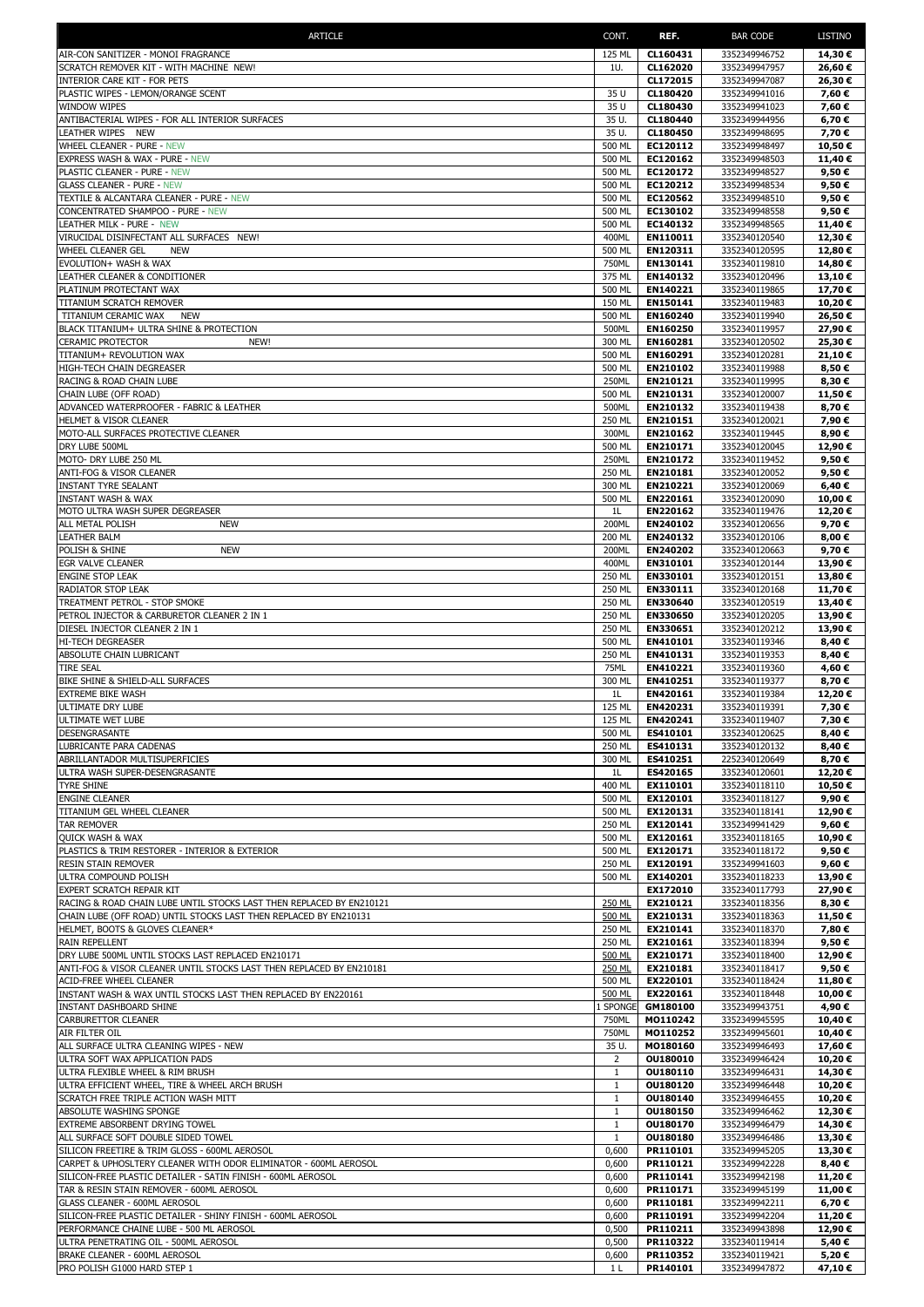| ARTICLE | CONT. | REF. | BAR CODE | LISTINO |
|---|---|---|---|---|
| AIR-CON SANITIZER - MONOI FRAGRANCE | 125 ML | **CL160431** | 3352349946752 | **14,30 €** |
| SCRATCH REMOVER KIT - WITH MACHINE NEW! | 1U. | **CL162020** | 3352349947957 | **26,60 €** |
| INTERIOR CARE KIT - FOR PETS | | **CL172015** | 3352349947087 | **26,30 €** |
| PLASTIC WIPES - LEMON/ORANGE SCENT | 35 U | **CL180420** | 3352349941016 | **7,60 €** |
| WINDOW WIPES | 35 U | **CL180430** | 3352349941023 | **7,60 €** |
| ANTIBACTERIAL WIPES - FOR ALL INTERIOR SURFACES | 35 U. | **CL180440** | 3352349944956 | **6,70 €** |
| LEATHER WIPES NEW | 35 U. | **CL180450** | 3352349948695 | **7,70 €** |
| WHEEL CLEANER - PURE - NEW | 500 ML | **EC120112** | 3352349948497 | **10,50 €** |
| EXPRESS WASH & WAX - PURE - NEW | 500 ML | **EC120162** | 3352349948503 | **11,40 €** |
| PLASTIC CLEANER - PURE - NEW | 500 ML | **EC120172** | 3352349948527 | **9,50 €** |
| GLASS CLEANER - PURE - NEW | 500 ML | **EC120212** | 3352349948534 | **9,50 €** |
| TEXTILE & ALCANTARA CLEANER - PURE - NEW | 500 ML | **EC120562** | 3352349948510 | **9,50 €** |
| CONCENTRATED SHAMPOO - PURE - NEW | 500 ML | **EC130102** | 3352349948558 | **9,50 €** |
| LEATHER MILK - PURE - NEW | 500 ML | **EC140132** | 3352349948565 | **11,40 €** |
| VIRUCIDAL DISINFECTANT ALL SURFACES NEW! | 400ML | **EN110011** | 3352340120540 | **12,30 €** |
| WHEEL CLEANER GEL NEW | 500 ML | **EN120311** | 3352340120595 | **12,80 €** |
| EVOLUTION+ WASH & WAX | 750ML | **EN130141** | 3352340119810 | **14,80 €** |
| LEATHER CLEANER & CONDITIONER | 375 ML | **EN140132** | 3352340120496 | **13,10 €** |
| PLATINUM PROTECTANT WAX | 500 ML | **EN140221** | 3352340119865 | **17,70 €** |
| TITANIUM SCRATCH REMOVER | 150 ML | **EN150141** | 3352340119483 | **10,20 €** |
| TITANIUM CERAMIC WAX NEW | 500 ML | **EN160240** | 3352340119940 | **26,50 €** |
| BLACK TITANIUM+ ULTRA SHINE & PROTECTION | 500ML | **EN160250** | 3352340119957 | **27,90 €** |
| CERAMIC PROTECTOR NEW! | 300 ML | **EN160281** | 3352340120502 | **25,30 €** |
| TITANIUM+ REVOLUTION WAX | 500 ML | **EN160291** | 3352340120281 | **21,10 €** |
| HIGH-TECH CHAIN DEGREASER | 500 ML | **EN210102** | 3352340119988 | **8,50 €** |
| RACING & ROAD CHAIN LUBE | 250ML | **EN210121** | 3352340119995 | **8,30 €** |
| CHAIN LUBE (OFF ROAD) | 500 ML | **EN210131** | 3352340120007 | **11,50 €** |
| ADVANCED WATERPROOFER - FABRIC & LEATHER | 500ML | **EN210132** | 3352340119438 | **8,70 €** |
| HELMET & VISOR CLEANER | 250 ML | **EN210151** | 3352340120021 | **7,90 €** |
| MOTO-ALL SURFACES PROTECTIVE CLEANER | 300ML | **EN210162** | 3352340119445 | **8,90 €** |
| DRY LUBE 500ML | 500 ML | **EN210171** | 3352340120045 | **12,90 €** |
| MOTO- DRY LUBE 250 ML | 250ML | **EN210172** | 3352340119452 | **9,50 €** |
| ANTI-FOG & VISOR CLEANER | 250 ML | **EN210181** | 3352340120052 | **9,50 €** |
| INSTANT TYRE SEALANT | 300 ML | **EN210221** | 3352340120069 | **6,40 €** |
| INSTANT WASH & WAX | 500 ML | **EN220161** | 3352340120090 | **10,00 €** |
| MOTO ULTRA WASH SUPER DEGREASER | 1L | **EN220162** | 3352340119476 | **12,20 €** |
| ALL METAL POLISH NEW | 200ML | **EN240102** | 3352340120656 | **9,70 €** |
| LEATHER BALM | 200 ML | **EN240132** | 3352340120106 | **8,00 €** |
| POLISH & SHINE NEW | 200ML | **EN240202** | 3352340120663 | **9,70 €** |
| EGR VALVE CLEANER | 400ML | **EN310101** | 3352340120144 | **13,90 €** |
| ENGINE STOP LEAK | 250 ML | **EN330101** | 3352340120151 | **13,80 €** |
| RADIATOR STOP LEAK | 250 ML | **EN330111** | 3352340120168 | **11,70 €** |
| TREATMENT PETROL - STOP SMOKE | 250 ML | **EN330640** | 3352340120519 | **13,40 €** |
| PETROL INJECTOR & CARBURETOR CLEANER 2 IN 1 | 250 ML | **EN330650** | 3352340120205 | **13,90 €** |
| DIESEL INJECTOR CLEANER 2 IN 1 | 250 ML | **EN330651** | 3352340120212 | **13,90 €** |
| HI-TECH DEGREASER | 500 ML | **EN410101** | 3352340119346 | **8,40 €** |
| ABSOLUTE CHAIN LUBRICANT | 250 ML | **EN410131** | 3352340119353 | **8,40 €** |
| TIRE SEAL | 75ML | **EN410221** | 3352340119360 | **4,60 €** |
| BIKE SHINE & SHIELD-ALL SURFACES | 300 ML | **EN410251** | 3352340119377 | **8,70 €** |
| EXTREME BIKE WASH | 1L | **EN420161** | 3352340119384 | **12,20 €** |
| ULTIMATE DRY LUBE | 125 ML | **EN420231** | 3352340119391 | **7,30 €** |
| ULTIMATE WET LUBE | 125 ML | **EN420241** | 3352340119407 | **7,30 €** |
| DESENGRASANTE | 500 ML | **ES410101** | 3352340120625 | **8,40 €** |
| LUBRICANTE PARA CADENAS | 250 ML | **ES410131** | 3352340120132 | **8,40 €** |
| ABRILLANTADOR MULTISUPERFICIES | 300 ML | **ES410251** | 2252340120649 | **8,70 €** |
| ULTRA WASH SUPER-DESENGRASANTE | 1L | **ES420165** | 3352340120601 | **12,20 €** |
| TYRE SHINE | 400 ML | **EX110101** | 3352340118110 | **10,50 €** |
| ENGINE CLEANER | 500 ML | **EX120101** | 3352340118127 | **9,90 €** |
| TITANIUM GEL WHEEL CLEANER | 500 ML | **EX120131** | 3352340118141 | **12,90 €** |
| TAR REMOVER | 250 ML | **EX120141** | 3352349941429 | **9,60 €** |
| QUICK WASH & WAX | 500 ML | **EX120161** | 3352340118165 | **10,90 €** |
| PLASTICS & TRIM RESTORER - INTERIOR & EXTERIOR | 500 ML | **EX120171** | 3352340118172 | **9,50 €** |
| RESIN STAIN REMOVER | 250 ML | **EX120191** | 3352349941603 | **9,60 €** |
| ULTRA COMPOUND POLISH | 500 ML | **EX140201** | 3352340118233 | **13,90 €** |
| EXPERT SCRATCH REPAIR KIT | | **EX172010** | 3352340117793 | **27,90 €** |
| RACING & ROAD CHAIN LUBE UNTIL STOCKS LAST THEN REPLACED BY EN210121 | 250 ML | **EX210121** | 3352340118356 | **8,30 €** |
| CHAIN LUBE (OFF ROAD) UNTIL STOCKS LAST THEN REPLACED BY EN210131 | 500 ML | **EX210131** | 3352340118363 | **11,50 €** |
| HELMET, BOOTS & GLOVES CLEANER* | 250 ML | **EX210141** | 3352340118370 | **7,80 €** |
| RAIN REPELLENT | 250 ML | **EX210161** | 3352340118394 | **9,50 €** |
| DRY LUBE 500ML UNTIL STOCKS LAST REPLACED EN210171 | 500 ML | **EX210171** | 3352340118400 | **12,90 €** |
| ANTI-FOG & VISOR CLEANER UNTIL STOCKS LAST THEN REPLACED BY EN210181 | 250 ML | **EX210181** | 3352340118417 | **9,50 €** |
| ACID-FREE WHEEL CLEANER | 500 ML | **EX220101** | 3352340118424 | **11,80 €** |
| INSTANT WASH & WAX UNTIL STOCKS LAST THEN REPLACED BY EN220161 | 500 ML | **EX220161** | 3352340118448 | **10,00 €** |
| INSTANT DASHBOARD SHINE | 1 SPONGE | **GM180100** | 3352349943751 | **4,90 €** |
| CARBURETTOR CLEANER | 750ML | **MO110242** | 3352349945595 | **10,40 €** |
| AIR FILTER OIL | 750ML | **MO110252** | 3352349945601 | **10,40 €** |
| ALL SURFACE ULTRA CLEANING WIPES - NEW | 35 U. | **MO180160** | 3352349946493 | **17,60 €** |
| ULTRA SOFT WAX APPLICATION PADS | 2 | **OU180010** | 3352349946424 | **10,20 €** |
| ULTRA FLEXIBLE WHEEL & RIM BRUSH | 1 | **OU180110** | 3352349946431 | **14,30 €** |
| ULTRA EFFICIENT WHEEL, TIRE & WHEEL ARCH BRUSH | 1 | **OU180120** | 3352349946448 | **10,20 €** |
| SCRATCH FREE TRIPLE ACTION WASH MITT | 1 | **OU180140** | 3352349946455 | **10,20 €** |
| ABSOLUTE WASHING SPONGE | 1 | **OU180150** | 3352349946462 | **12,30 €** |
| EXTREME ABSORBENT DRYING TOWEL | 1 | **OU180170** | 3352349946479 | **14,30 €** |
| ALL SURFACE SOFT DOUBLE SIDED TOWEL | 1 | **OU180180** | 3352349946486 | **13,30 €** |
| SILICON FREETIRE & TRIM GLOSS - 600ML AEROSOL | 0,600 | **PR110101** | 3352349945205 | **13,30 €** |
| CARPET & UPHOSLTERY CLEANER WITH ODOR ELIMINATOR - 600ML AEROSOL | 0,600 | **PR110121** | 3352349942228 | **8,40 €** |
| SILICON-FREE PLASTIC DETAILER - SATIN FINISH - 600ML AEROSOL | 0,600 | **PR110141** | 3352349942198 | **11,20 €** |
| TAR & RESIN STAIN REMOVER - 600ML AEROSOL | 0,600 | **PR110171** | 3352349945199 | **11,00 €** |
| GLASS CLEANER - 600ML AEROSOL | 0,600 | **PR110181** | 3352349942211 | **6,70 €** |
| SILICON-FREE PLASTIC DETAILER - SHINY FINISH - 600ML AEROSOL | 0,600 | **PR110191** | 3352349942204 | **11,20 €** |
| PERFORMANCE CHAINE LUBE - 500 ML AEROSOL | 0,500 | **PR110211** | 3352349943898 | **12,90 €** |
| ULTRA PENETRATING OIL - 500ML AEROSOL | 0,500 | **PR110322** | 3352340119414 | **5,40 €** |
| BRAKE CLEANER - 600ML AEROSOL | 0,600 | **PR110352** | 3352340119421 | **5,20 €** |
| PRO POLISH G1000 HARD STEP 1 | 1 L | **PR140101** | 3352349947872 | **47,10 €** |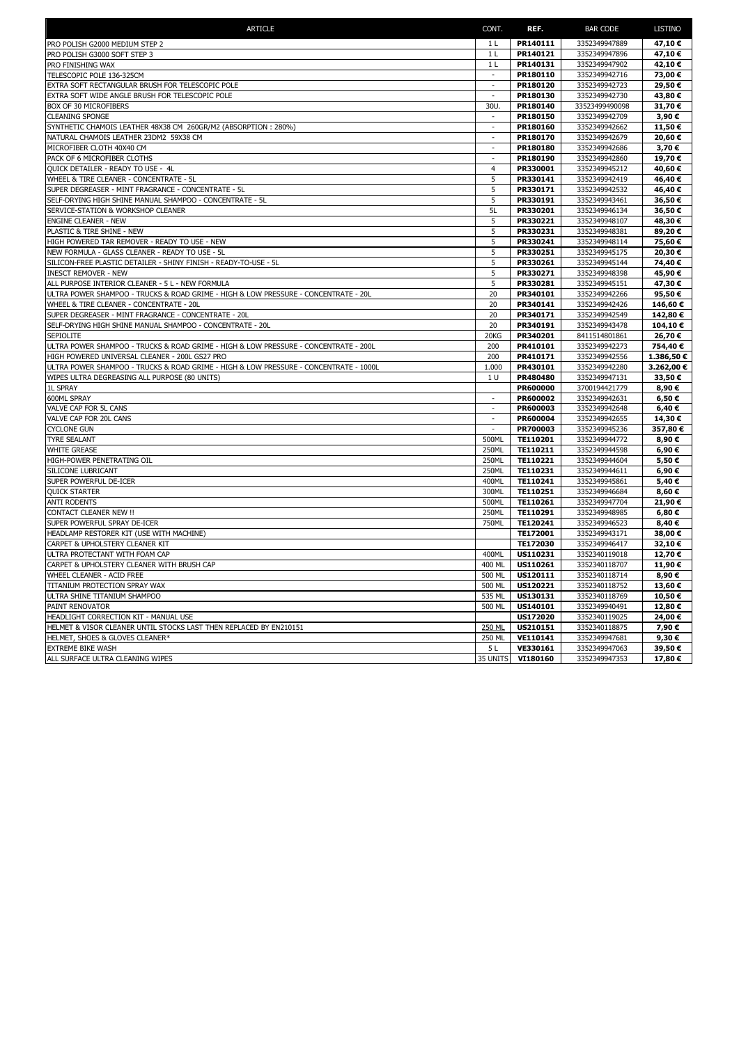| ARTICLE | CONT. | REF. | BAR CODE | LISTINO |
|---|---|---|---|---|
| PRO POLISH G2000 MEDIUM STEP 2 | 1 L | **PR140111** | 3352349947889 | **47,10 €** |
| PRO POLISH G3000 SOFT STEP 3 | 1 L | **PR140121** | 3352349947896 | **47,10 €** |
| PRO FINISHING WAX | 1 L | **PR140131** | 3352349947902 | **42,10 €** |
| TELESCOPIC POLE 136-325CM | - | **PR180110** | 3352349942716 | **73,00 €** |
| EXTRA SOFT RECTANGULAR BRUSH FOR TELESCOPIC POLE | - | **PR180120** | 3352349942723 | **29,50 €** |
| EXTRA SOFT WIDE ANGLE BRUSH FOR TELESCOPIC POLE | - | **PR180130** | 3352349942730 | **43,80 €** |
| BOX OF 30 MICROFIBERS | 30U. | **PR180140** | 33523499490098 | **31,70 €** |
| CLEANING SPONGE | - | **PR180150** | 3352349942709 | **3,90 €** |
| SYNTHETIC CHAMOIS LEATHER 48X38 CM 260GR/M2 (ABSORPTION : 280%) | - | **PR180160** | 3352349942662 | **11,50 €** |
| NATURAL CHAMOIS LEATHER 23DM2 59X38 CM | - | **PR180170** | 3352349942679 | **20,60 €** |
| MICROFIBER CLOTH 40X40 CM | - | **PR180180** | 3352349942686 | **3,70 €** |
| PACK OF 6 MICROFIBER CLOTHS | - | **PR180190** | 3352349942860 | **19,70 €** |
| QUICK DETAILER - READY TO USE - 4L | 4 | **PR330001** | 3352349945212 | **40,60 €** |
| WHEEL & TIRE CLEANER - CONCENTRATE - 5L | 5 | **PR330141** | 3352349942419 | **46,40 €** |
| SUPER DEGREASER - MINT FRAGRANCE - CONCENTRATE - 5L | 5 | **PR330171** | 3352349942532 | **46,40 €** |
| SELF-DRYING HIGH SHINE MANUAL SHAMPOO - CONCENTRATE - 5L | 5 | **PR330191** | 3352349943461 | **36,50 €** |
| SERVICE-STATION & WORKSHOP CLEANER | 5L | **PR330201** | 3352349946134 | **36,50 €** |
| ENGINE CLEANER - NEW | 5 | **PR330221** | 3352349948107 | **48,30 €** |
| PLASTIC & TIRE SHINE - NEW | 5 | **PR330231** | 3352349948381 | **89,20 €** |
| HIGH POWERED TAR REMOVER - READY TO USE - NEW | 5 | **PR330241** | 3352349948114 | **75,60 €** |
| NEW FORMULA - GLASS CLEANER - READY TO USE - 5L | 5 | **PR330251** | 3352349945175 | **20,30 €** |
| SILICON-FREE PLASTIC DETAILER - SHINY FINISH - READY-TO-USE - 5L | 5 | **PR330261** | 3352349945144 | **74,40 €** |
| INESCT REMOVER - NEW | 5 | **PR330271** | 3352349948398 | **45,90 €** |
| ALL PURPOSE INTERIOR CLEANER - 5 L - NEW FORMULA | 5 | **PR330281** | 3352349945151 | **47,30 €** |
| ULTRA POWER SHAMPOO - TRUCKS & ROAD GRIME - HIGH & LOW PRESSURE - CONCENTRATE - 20L | 20 | **PR340101** | 3352349942266 | **95,50 €** |
| WHEEL & TIRE CLEANER - CONCENTRATE - 20L | 20 | **PR340141** | 3352349942426 | **146,60 €** |
| SUPER DEGREASER - MINT FRAGRANCE - CONCENTRATE - 20L | 20 | **PR340171** | 3352349942549 | **142,80 €** |
| SELF-DRYING HIGH SHINE MANUAL SHAMPOO - CONCENTRATE - 20L | 20 | **PR340191** | 3352349943478 | **104,10 €** |
| SEPIOLITE | 20KG | **PR340201** | 8411514801861 | **26,70 €** |
| ULTRA POWER SHAMPOO - TRUCKS & ROAD GRIME - HIGH & LOW PRESSURE - CONCENTRATE - 200L | 200 | **PR410101** | 3352349942273 | **754,40 €** |
| HIGH POWERED UNIVERSAL CLEANER - 200L GS27 PRO | 200 | **PR410171** | 3352349942556 | **1.386,50 €** |
| ULTRA POWER SHAMPOO - TRUCKS & ROAD GRIME - HIGH & LOW PRESSURE - CONCENTRATE - 1000L | 1.000 | **PR430101** | 3352349942280 | **3.262,00 €** |
| WIPES ULTRA DEGREASING ALL PURPOSE (80 UNITS) | 1 U | **PR480480** | 3352349947131 | **33,50 €** |
| 1L SPRAY | | **PR600000** | 3700194421779 | **8,90 €** |
| 600ML SPRAY | - | **PR600002** | 3352349942631 | **6,50 €** |
| VALVE CAP FOR 5L CANS | - | **PR600003** | 3352349942648 | **6,40 €** |
| VALVE CAP FOR 20L CANS | - | **PR600004** | 3352349942655 | **14,30 €** |
| CYCLONE GUN | - | **PR700003** | 3352349945236 | **357,80 €** |
| TYRE SEALANT | 500ML | **TE110201** | 3352349944772 | **8,90 €** |
| WHITE GREASE | 250ML | **TE110211** | 3352349944598 | **6,90 €** |
| HIGH-POWER PENETRATING OIL | 250ML | **TE110221** | 3352349944604 | **5,50 €** |
| SILICONE LUBRICANT | 250ML | **TE110231** | 3352349944611 | **6,90 €** |
| SUPER POWERFUL DE-ICER | 400ML | **TE110241** | 3352349945861 | **5,40 €** |
| QUICK STARTER | 300ML | **TE110251** | 3352349946684 | **8,60 €** |
| ANTI RODENTS | 500ML | **TE110261** | 3352349947704 | **21,90 €** |
| CONTACT CLEANER NEW !! | 250ML | **TE110291** | 3352349948985 | **6,80 €** |
| SUPER POWERFUL SPRAY DE-ICER | 750ML | **TE120241** | 3352349946523 | **8,40 €** |
| HEADLAMP RESTORER KIT (USE WITH MACHINE) | | **TE172001** | 3352349943171 | **38,00 €** |
| CARPET & UPHOLSTERY CLEANER KIT | | **TE172030** | 3352349946417 | **32,10 €** |
| ULTRA PROTECTANT WITH FOAM CAP | 400ML | **US110231** | 3352340119018 | **12,70 €** |
| CARPET & UPHOLSTERY CLEANER WITH BRUSH CAP | 400 ML | **US110261** | 3352340118707 | **11,90 €** |
| WHEEL CLEANER - ACID FREE | 500 ML | **US120111** | 3352340118714 | **8,90 €** |
| TITANIUM PROTECTION SPRAY WAX | 500 ML | **US120221** | 3352340118752 | **13,60 €** |
| ULTRA SHINE TITANIUM SHAMPOO | 535 ML | **US130131** | 3352340118769 | **10,50 €** |
| PAINT RENOVATOR | 500 ML | **US140101** | 3352349940491 | **12,80 €** |
| HEADLIGHT CORRECTION KIT - MANUAL USE | | **US172020** | 3352340119025 | **24,00 €** |
| HELMET & VISOR CLEANER UNTIL STOCKS LAST THEN REPLACED BY EN210151 | 250 ML | **US210151** | 3352340118875 | **7,90 €** |
| HELMET, SHOES & GLOVES CLEANER* | 250 ML | **VE110141** | 3352349947681 | **9,30 €** |
| EXTREME BIKE WASH | 5 L | **VE330161** | 3352349947063 | **39,50 €** |
| ALL SURFACE ULTRA CLEANING WIPES | 35 UNITS | **VI180160** | 3352349947353 | **17,80 €** |